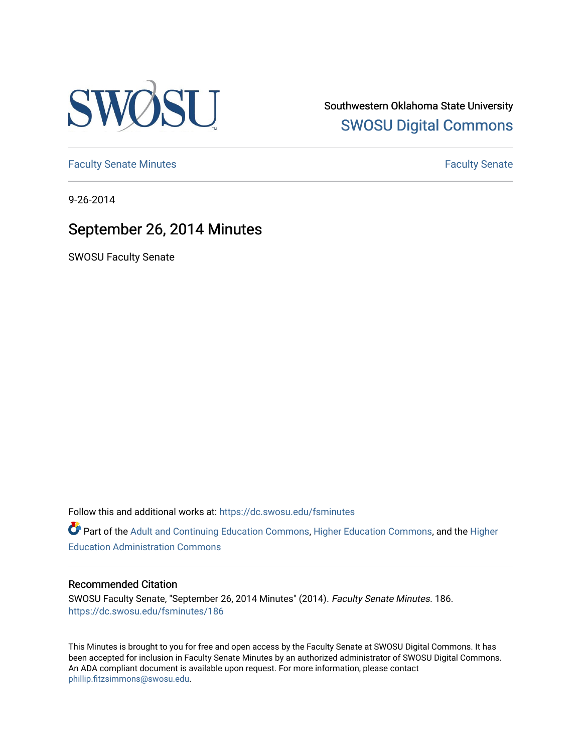Southwestern Oklahoma State University

SWOSU Digital Commons

Faculty Senate Minutes

Faculty Senate

9-26-2014

# September 26, 2014 Minutes

SWOSU Faculty Senate

Follow this and additional works at: https://dc.swosu.edu/fsminutes

Part of the Adult and Continuing Education Commons, Higher Education Commons, and the Higher Education Administration Commons

### Recommended Citation

SWOSU Faculty Senate, "September 26, 2014 Minutes" (2014). *Faculty Senate Minutes*. 186. https://dc.swosu.edu/fsminutes/186

This Minutes is brought to you for free and open access by the Faculty Senate at SWOSU Digital Commons. It has been accepted for inclusion in Faculty Senate Minutes by an authorized administrator of SWOSU Digital Commons. An ADA compliant document is available upon request. For more information, please contact phillip.fitzsimmons@swosu.edu.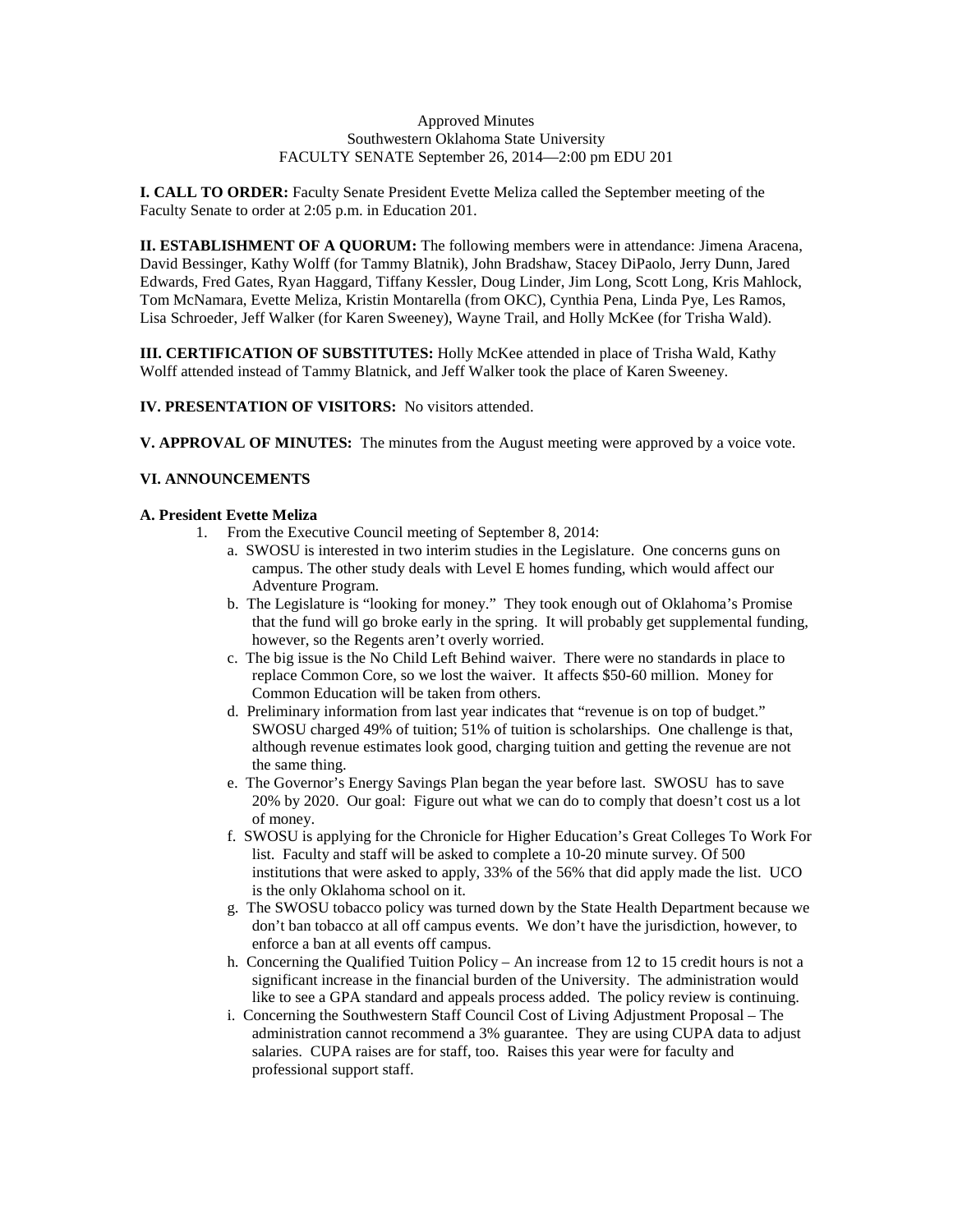Approved Minutes
Southwestern Oklahoma State University
FACULTY SENATE September 26, 2014—2:00 pm EDU 201

**I. CALL TO ORDER:** Faculty Senate President Evette Meliza called the September meeting of the Faculty Senate to order at 2:05 p.m. in Education 201.

**II. ESTABLISHMENT OF A QUORUM:** The following members were in attendance: Jimena Aracena, David Bessinger, Kathy Wolff (for Tammy Blatnik), John Bradshaw, Stacey DiPaolo, Jerry Dunn, Jared Edwards, Fred Gates, Ryan Haggard, Tiffany Kessler, Doug Linder, Jim Long, Scott Long, Kris Mahlock, Tom McNamara, Evette Meliza, Kristin Montarella (from OKC), Cynthia Pena, Linda Pye, Les Ramos, Lisa Schroeder, Jeff Walker (for Karen Sweeney), Wayne Trail, and Holly McKee (for Trisha Wald).

**III. CERTIFICATION OF SUBSTITUTES:** Holly McKee attended in place of Trisha Wald, Kathy Wolff attended instead of Tammy Blatnick, and Jeff Walker took the place of Karen Sweeney.

**IV. PRESENTATION OF VISITORS:** No visitors attended.

**V. APPROVAL OF MINUTES:** The minutes from the August meeting were approved by a voice vote.

**VI. ANNOUNCEMENTS**

**A. President Evette Meliza**

1. From the Executive Council meeting of September 8, 2014:
   a. SWOSU is interested in two interim studies in the Legislature. One concerns guns on campus. The other study deals with Level E homes funding, which would affect our Adventure Program.
   b. The Legislature is "looking for money." They took enough out of Oklahoma's Promise that the fund will go broke early in the spring. It will probably get supplemental funding, however, so the Regents aren't overly worried.
   c. The big issue is the No Child Left Behind waiver. There were no standards in place to replace Common Core, so we lost the waiver. It affects $50-60 million. Money for Common Education will be taken from others.
   d. Preliminary information from last year indicates that "revenue is on top of budget." SWOSU charged 49% of tuition; 51% of tuition is scholarships. One challenge is that, although revenue estimates look good, charging tuition and getting the revenue are not the same thing.
   e. The Governor's Energy Savings Plan began the year before last. SWOSU has to save 20% by 2020. Our goal: Figure out what we can do to comply that doesn't cost us a lot of money.
   f. SWOSU is applying for the Chronicle for Higher Education's Great Colleges To Work For list. Faculty and staff will be asked to complete a 10-20 minute survey. Of 500 institutions that were asked to apply, 33% of the 56% that did apply made the list. UCO is the only Oklahoma school on it.
   g. The SWOSU tobacco policy was turned down by the State Health Department because we don't ban tobacco at all off campus events. We don't have the jurisdiction, however, to enforce a ban at all events off campus.
   h. Concerning the Qualified Tuition Policy – An increase from 12 to 15 credit hours is not a significant increase in the financial burden of the University. The administration would like to see a GPA standard and appeals process added. The policy review is continuing.
   i. Concerning the Southwestern Staff Council Cost of Living Adjustment Proposal – The administration cannot recommend a 3% guarantee. They are using CUPA data to adjust salaries. CUPA raises are for staff, too. Raises this year were for faculty and professional support staff.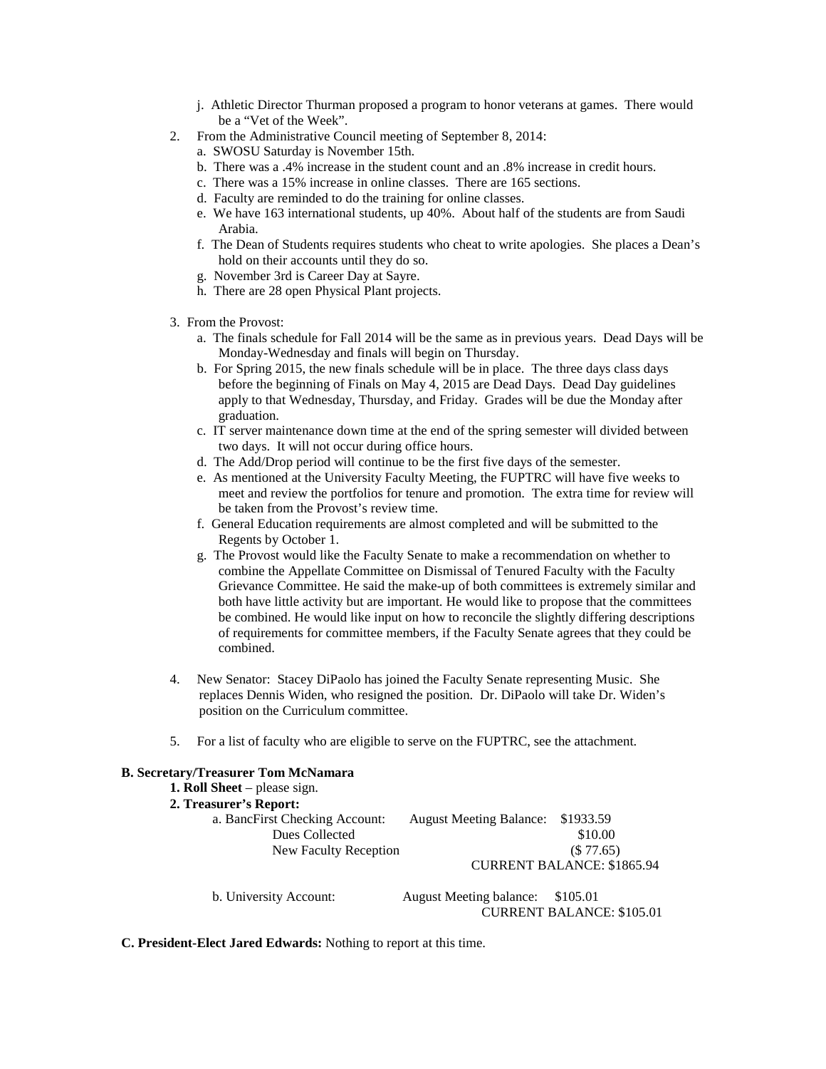j. Athletic Director Thurman proposed a program to honor veterans at games. There would be a "Vet of the Week".

2. From the Administrative Council meeting of September 8, 2014:
   a. SWOSU Saturday is November 15th.
   b. There was a .4% increase in the student count and an .8% increase in credit hours.
   c. There was a 15% increase in online classes. There are 165 sections.
   d. Faculty are reminded to do the training for online classes.
   e. We have 163 international students, up 40%. About half of the students are from Saudi Arabia.
   f. The Dean of Students requires students who cheat to write apologies. She places a Dean's hold on their accounts until they do so.
   g. November 3rd is Career Day at Sayre.
   h. There are 28 open Physical Plant projects.

3. From the Provost:
   a. The finals schedule for Fall 2014 will be the same as in previous years. Dead Days will be Monday-Wednesday and finals will begin on Thursday.
   b. For Spring 2015, the new finals schedule will be in place. The three days class days before the beginning of Finals on May 4, 2015 are Dead Days. Dead Day guidelines apply to that Wednesday, Thursday, and Friday. Grades will be due the Monday after graduation.
   c. IT server maintenance down time at the end of the spring semester will divided between two days. It will not occur during office hours.
   d. The Add/Drop period will continue to be the first five days of the semester.
   e. As mentioned at the University Faculty Meeting, the FUPTRC will have five weeks to meet and review the portfolios for tenure and promotion. The extra time for review will be taken from the Provost's review time.
   f. General Education requirements are almost completed and will be submitted to the Regents by October 1.
   g. The Provost would like the Faculty Senate to make a recommendation on whether to combine the Appellate Committee on Dismissal of Tenured Faculty with the Faculty Grievance Committee. He said the make-up of both committees is extremely similar and both have little activity but are important. He would like to propose that the committees be combined. He would like input on how to reconcile the slightly differing descriptions of requirements for committee members, if the Faculty Senate agrees that they could be combined.

4. New Senator: Stacey DiPaolo has joined the Faculty Senate representing Music. She replaces Dennis Widen, who resigned the position. Dr. DiPaolo will take Dr. Widen's position on the Curriculum committee.

5. For a list of faculty who are eligible to serve on the FUPTRC, see the attachment.

**B. Secretary/Treasurer Tom McNamara**

**1. Roll Sheet** – please sign.

**2. Treasurer's Report:**

a. BancFirst Checking Account: August Meeting Balance: $1933.59
   - Dues Collected $10.00
   - New Faculty Reception ($ 77.65)

   CURRENT BALANCE: $1865.94

b. University Account: August Meeting balance: $105.01

   CURRENT BALANCE: $105.01

**C. President-Elect Jared Edwards:** Nothing to report at this time.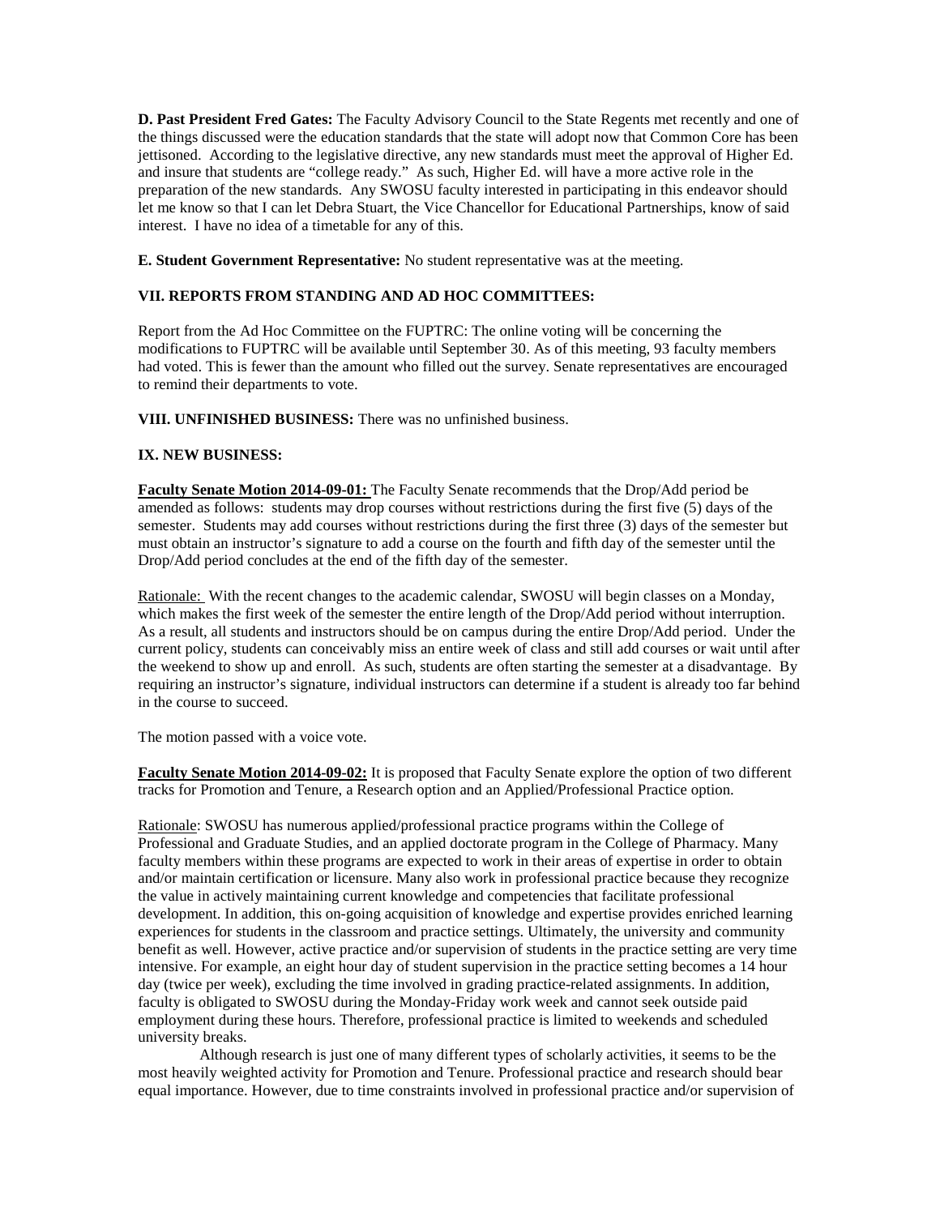**D. Past President Fred Gates:** The Faculty Advisory Council to the State Regents met recently and one of the things discussed were the education standards that the state will adopt now that Common Core has been jettisoned. According to the legislative directive, any new standards must meet the approval of Higher Ed. and insure that students are "college ready." As such, Higher Ed. will have a more active role in the preparation of the new standards. Any SWOSU faculty interested in participating in this endeavor should let me know so that I can let Debra Stuart, the Vice Chancellor for Educational Partnerships, know of said interest. I have no idea of a timetable for any of this.

**E. Student Government Representative:** No student representative was at the meeting.

**VII. REPORTS FROM STANDING AND AD HOC COMMITTEES:**

Report from the Ad Hoc Committee on the FUPTRC: The online voting will be concerning the modifications to FUPTRC will be available until September 30. As of this meeting, 93 faculty members had voted. This is fewer than the amount who filled out the survey. Senate representatives are encouraged to remind their departments to vote.

**VIII. UNFINISHED BUSINESS:** There was no unfinished business.

**IX. NEW BUSINESS:**

**Faculty Senate Motion 2014-09-01:** The Faculty Senate recommends that the Drop/Add period be amended as follows: students may drop courses without restrictions during the first five (5) days of the semester. Students may add courses without restrictions during the first three (3) days of the semester but must obtain an instructor's signature to add a course on the fourth and fifth day of the semester until the Drop/Add period concludes at the end of the fifth day of the semester.

Rationale: With the recent changes to the academic calendar, SWOSU will begin classes on a Monday, which makes the first week of the semester the entire length of the Drop/Add period without interruption. As a result, all students and instructors should be on campus during the entire Drop/Add period. Under the current policy, students can conceivably miss an entire week of class and still add courses or wait until after the weekend to show up and enroll. As such, students are often starting the semester at a disadvantage. By requiring an instructor's signature, individual instructors can determine if a student is already too far behind in the course to succeed.

The motion passed with a voice vote.

**Faculty Senate Motion 2014-09-02:** It is proposed that Faculty Senate explore the option of two different tracks for Promotion and Tenure, a Research option and an Applied/Professional Practice option.

Rationale: SWOSU has numerous applied/professional practice programs within the College of Professional and Graduate Studies, and an applied doctorate program in the College of Pharmacy. Many faculty members within these programs are expected to work in their areas of expertise in order to obtain and/or maintain certification or licensure. Many also work in professional practice because they recognize the value in actively maintaining current knowledge and competencies that facilitate professional development. In addition, this on-going acquisition of knowledge and expertise provides enriched learning experiences for students in the classroom and practice settings. Ultimately, the university and community benefit as well. However, active practice and/or supervision of students in the practice setting are very time intensive. For example, an eight hour day of student supervision in the practice setting becomes a 14 hour day (twice per week), excluding the time involved in grading practice-related assignments. In addition, faculty is obligated to SWOSU during the Monday-Friday work week and cannot seek outside paid employment during these hours. Therefore, professional practice is limited to weekends and scheduled university breaks.

Although research is just one of many different types of scholarly activities, it seems to be the most heavily weighted activity for Promotion and Tenure. Professional practice and research should bear equal importance. However, due to time constraints involved in professional practice and/or supervision of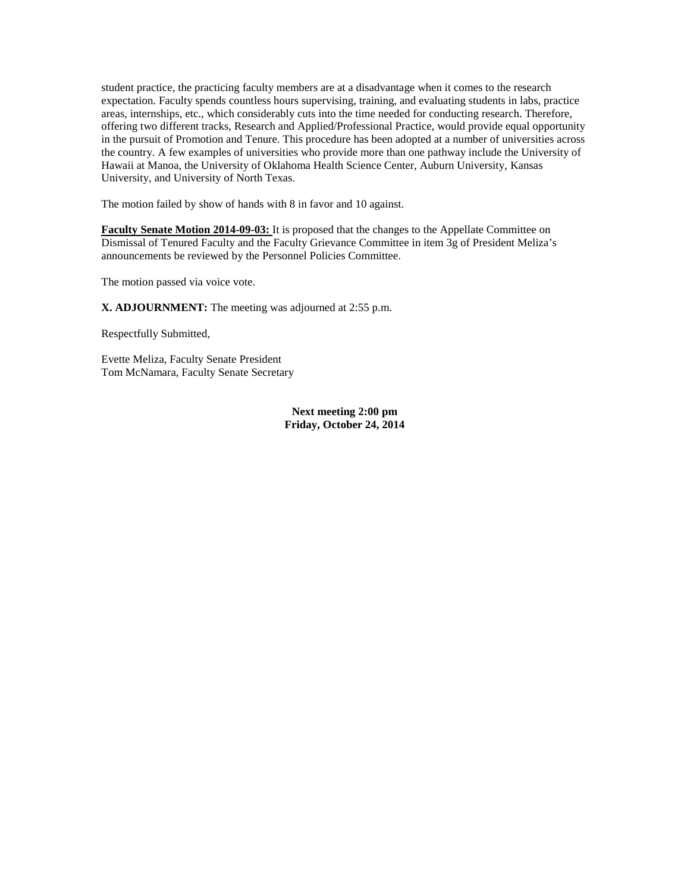student practice, the practicing faculty members are at a disadvantage when it comes to the research expectation. Faculty spends countless hours supervising, training, and evaluating students in labs, practice areas, internships, etc., which considerably cuts into the time needed for conducting research. Therefore, offering two different tracks, Research and Applied/Professional Practice, would provide equal opportunity in the pursuit of Promotion and Tenure. This procedure has been adopted at a number of universities across the country. A few examples of universities who provide more than one pathway include the University of Hawaii at Manoa, the University of Oklahoma Health Science Center, Auburn University, Kansas University, and University of North Texas.

The motion failed by show of hands with 8 in favor and 10 against.

**Faculty Senate Motion 2014-09-03:** It is proposed that the changes to the Appellate Committee on Dismissal of Tenured Faculty and the Faculty Grievance Committee in item 3g of President Meliza's announcements be reviewed by the Personnel Policies Committee.

The motion passed via voice vote.

**X. ADJOURNMENT:** The meeting was adjourned at 2:55 p.m.

Respectfully Submitted,

Evette Meliza, Faculty Senate President
Tom McNamara, Faculty Senate Secretary

**Next meeting 2:00 pm**
**Friday, October 24, 2014**